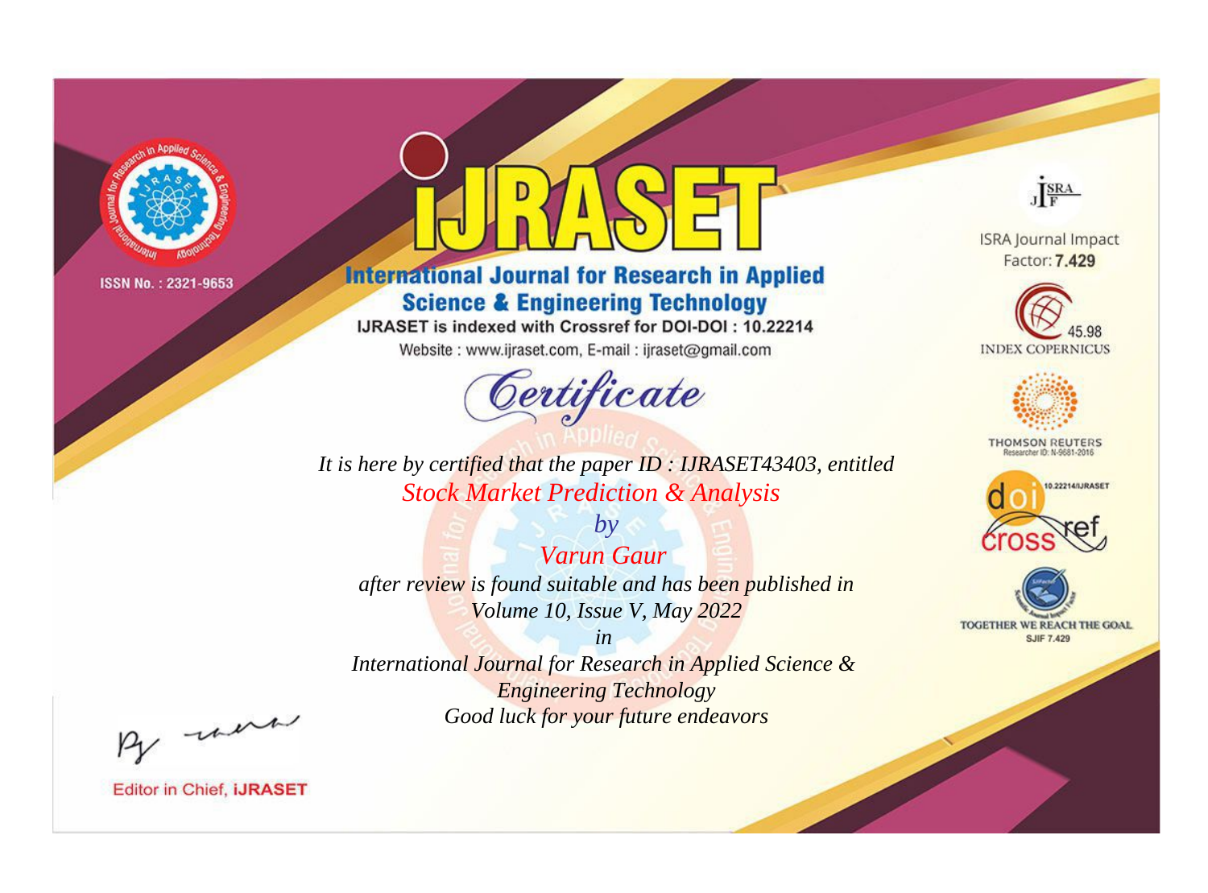ISSN No. : 2321-9653

# iJRASET

## International Journal for Research in Applied Science & Engineering Technology

IJRASET is indexed with Crossref for DOI-DOI : 10.22214

Website : www.ijraset.com, E-mail : ijraset@gmail.com

*Certificate*

*It is here by certified that the paper ID : IJRASET43403, entitled*

*Stock Market Prediction & Analysis*

*by*

*Varun Gaur*

*after review is found suitable and has been published in*

*Volume 10, Issue V, May 2022*

*in*

*International Journal for Research in Applied Science & Engineering Technology*

*Good luck for your future endeavors*

ISRA Journal Impact Factor: **7.429**

45.98 INDEX COPERNICUS

THOMSON REUTERS Researcher ID: N-9681-2016

10.22214/IJRASET

TOGETHER WE REACH THE GOAL SJIF 7.429

Editor in Chief, **iJRASET**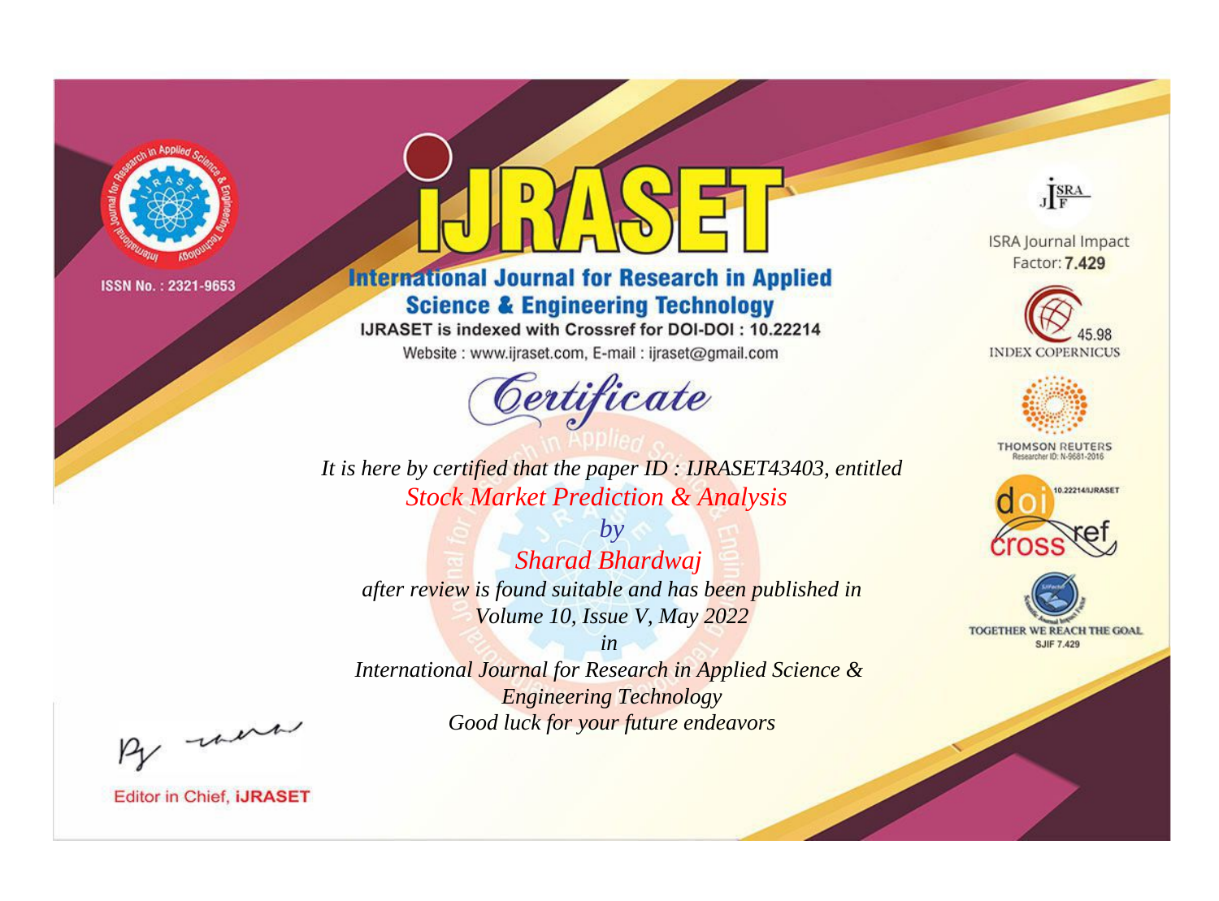ISSN No. : 2321-9653

# iJRASET

## International Journal for Research in Applied Science & Engineering Technology

IJRASET is indexed with Crossref for DOI-DOI : 10.22214

Website : www.ijraset.com, E-mail : ijraset@gmail.com

ISRA Journal Impact Factor: **7.429**

45.98 INDEX COPERNICUS

THOMSON REUTERS Researcher ID: N-9681-2016

10.22214/IJRASET

TOGETHER WE REACH THE GOAL SJIF 7.429

# *Certificate*

*It is here by certified that the paper ID : IJRASET43403, entitled*

*Stock Market Prediction & Analysis*

*by*

*Sharad Bhardwaj*

*after review is found suitable and has been published in*

*Volume 10, Issue V, May 2022*

*in*

*International Journal for Research in Applied Science & Engineering Technology*

*Good luck for your future endeavors*

Editor in Chief, **iJRASET**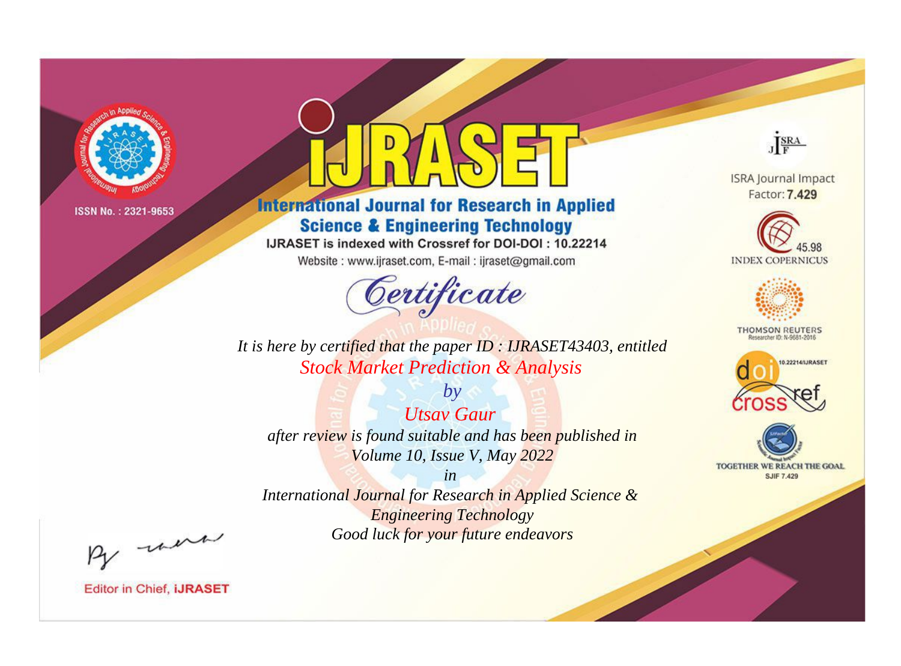ISSN No. : 2321-9653

# iJRASET

## International Journal for Research in Applied Science & Engineering Technology

IJRASET is indexed with Crossref for DOI-DOI : 10.22214

Website : www.ijraset.com, E-mail : ijraset@gmail.com

## Certificate

*It is here by certified that the paper ID : IJRASET43403, entitled*

*Stock Market Prediction & Analysis*

*by*

*Utsav Gaur*

*after review is found suitable and has been published in*

*Volume 10, Issue V, May 2022*

*in*

*International Journal for Research in Applied Science & Engineering Technology*

*Good luck for your future endeavors*

ISRA Journal Impact Factor: **7.429**

45.98 INDEX COPERNICUS

THOMSON REUTERS Researcher ID: N-9681-2016

10.22214/IJRASET

TOGETHER WE REACH THE GOAL SJIF 7.429

Editor in Chief, **iJRASET**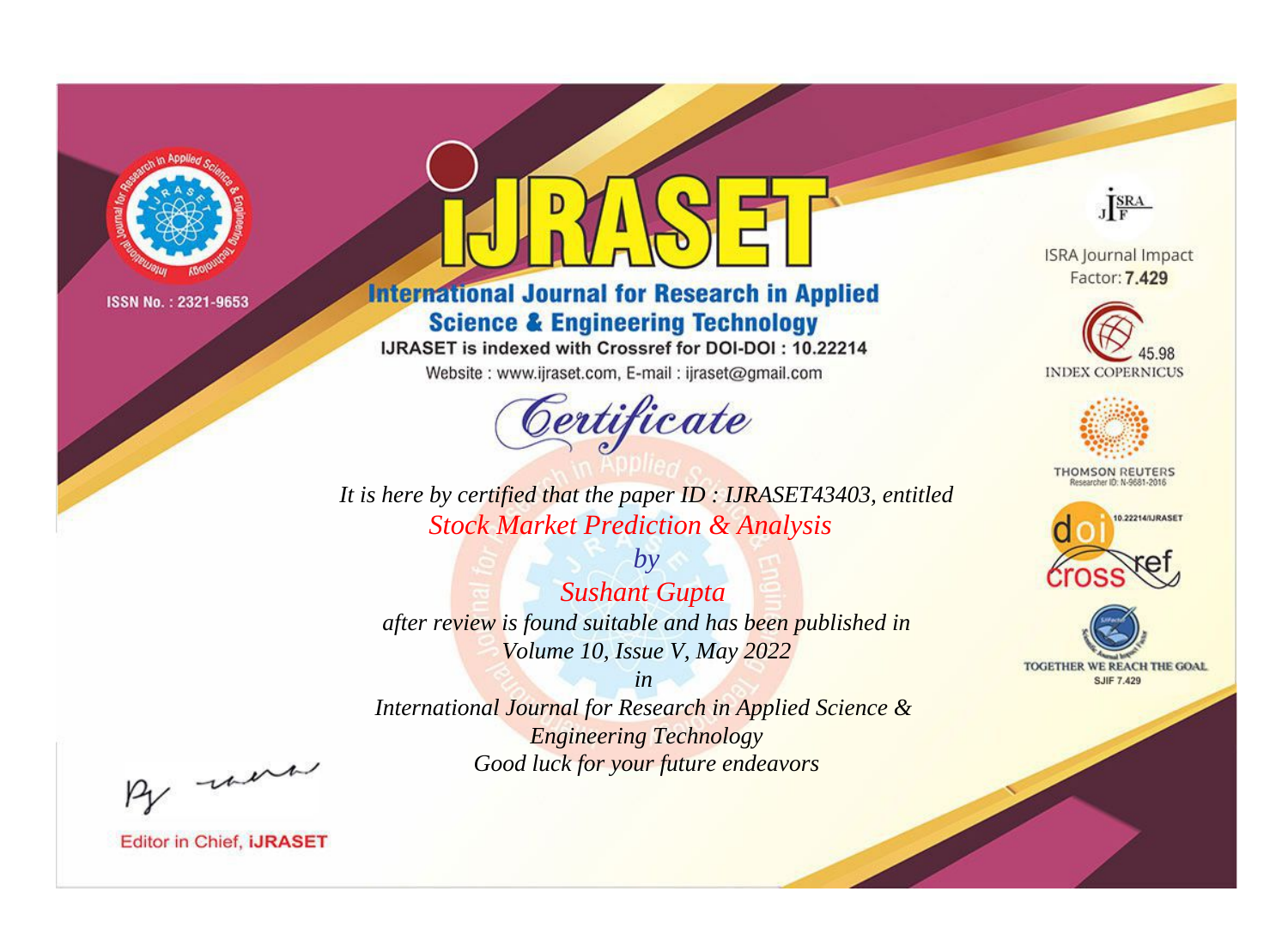ISSN No. : 2321-9653

# IJRASET

## International Journal for Research in Applied Science & Engineering Technology

IJRASET is indexed with Crossref for DOI-DOI : 10.22214

Website : www.ijraset.com, E-mail : ijraset@gmail.com

ISRA Journal Impact Factor: **7.429**

45.98 INDEX COPERNICUS

THOMSON REUTERS Researcher ID: N-9681-2016

10.22214/IJRASET

TOGETHER WE REACH THE GOAL SJIF 7.429

*Certificate*

*It is here by certified that the paper ID : IJRASET43403, entitled*

*Stock Market Prediction & Analysis*

*by*

*Sushant Gupta*

*after review is found suitable and has been published in*

*Volume 10, Issue V, May 2022*

*in*

*International Journal for Research in Applied Science & Engineering Technology*

*Good luck for your future endeavors*

Editor in Chief, **iJRASET**